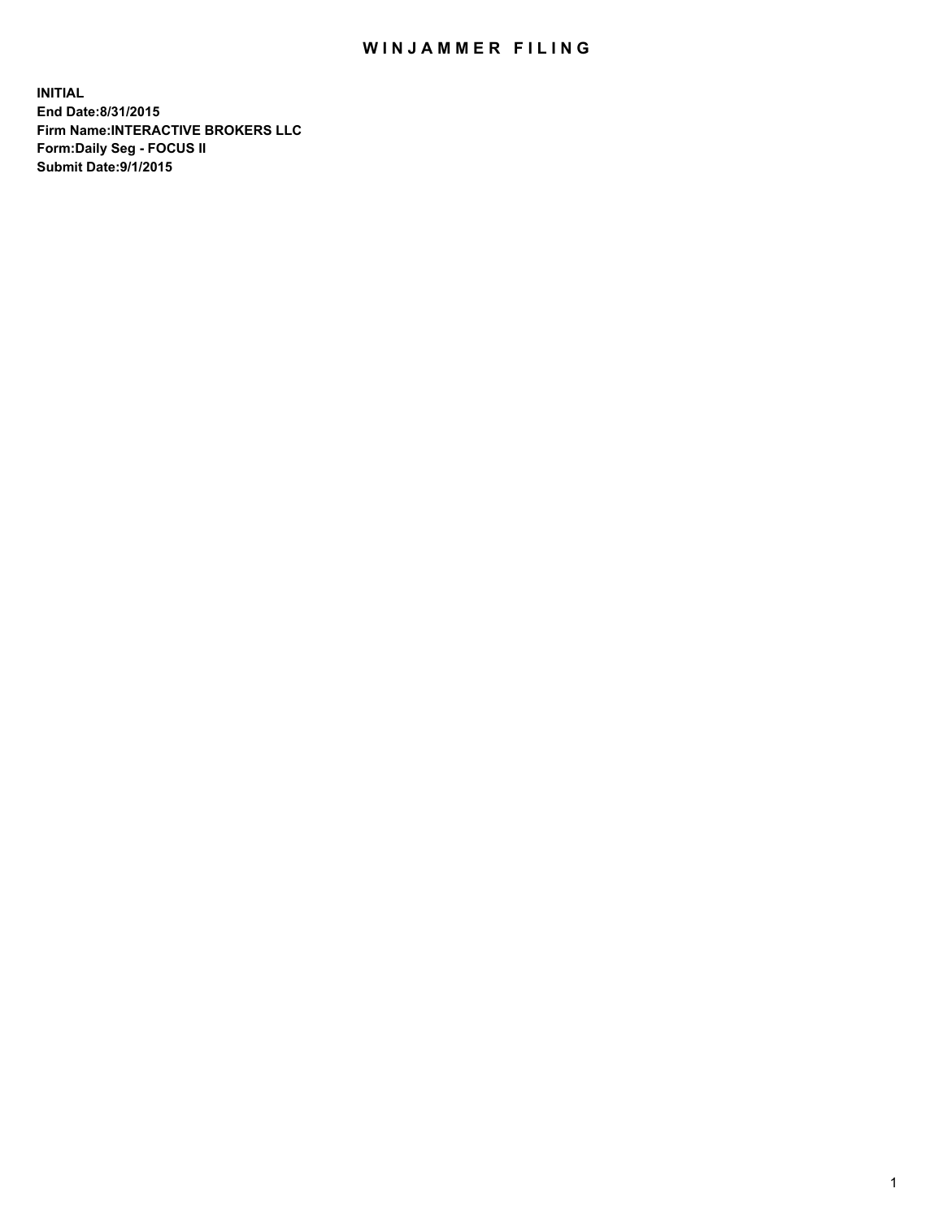# WINJAMMER FILING

**INITIAL**
**End Date:8/31/2015**
**Firm Name:INTERACTIVE BROKERS LLC**
**Form:Daily Seg - FOCUS II**
**Submit Date:9/1/2015**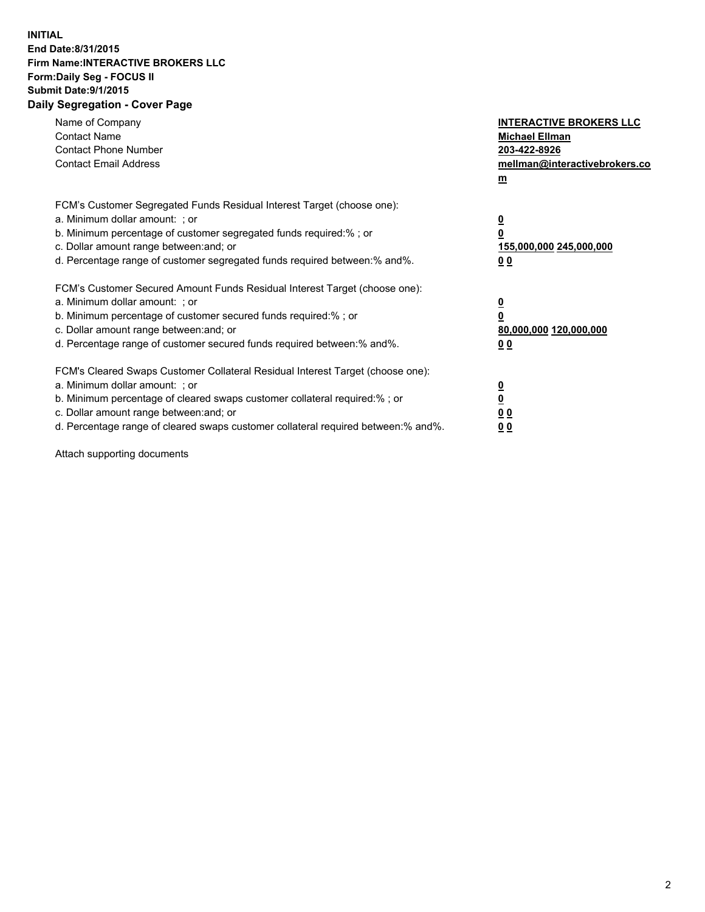**INITIAL**
**End Date:8/31/2015**
**Firm Name:INTERACTIVE BROKERS LLC**
**Form:Daily Seg - FOCUS II**
**Submit Date:9/1/2015**
**Daily Segregation - Cover Page**

| | |
|---|---|
| Name of Company | **INTERACTIVE BROKERS LLC** |
| Contact Name | **Michael Ellman** |
| Contact Phone Number | **203-422-8926** |
| Contact Email Address | **mellman@interactivebrokers.com** |

FCM's Customer Segregated Funds Residual Interest Target (choose one):

| | |
|---|---|
| a. Minimum dollar amount: ; or | **0** |
| b. Minimum percentage of customer segregated funds required:% ; or | **0** |
| c. Dollar amount range between:and; or | **155,000,000 245,000,000** |
| d. Percentage range of customer segregated funds required between:% and%. | **0 0** |

FCM's Customer Secured Amount Funds Residual Interest Target (choose one):

| | |
|---|---|
| a. Minimum dollar amount: ; or | **0** |
| b. Minimum percentage of customer secured funds required:% ; or | **0** |
| c. Dollar amount range between:and; or | **80,000,000 120,000,000** |
| d. Percentage range of customer secured funds required between:% and%. | **0 0** |

FCM's Cleared Swaps Customer Collateral Residual Interest Target (choose one):

| | |
|---|---|
| a. Minimum dollar amount: ; or | **0** |
| b. Minimum percentage of cleared swaps customer collateral required:% ; or | **0** |
| c. Dollar amount range between:and; or | **0 0** |
| d. Percentage range of cleared swaps customer collateral required between:% and%. | **0 0** |

Attach supporting documents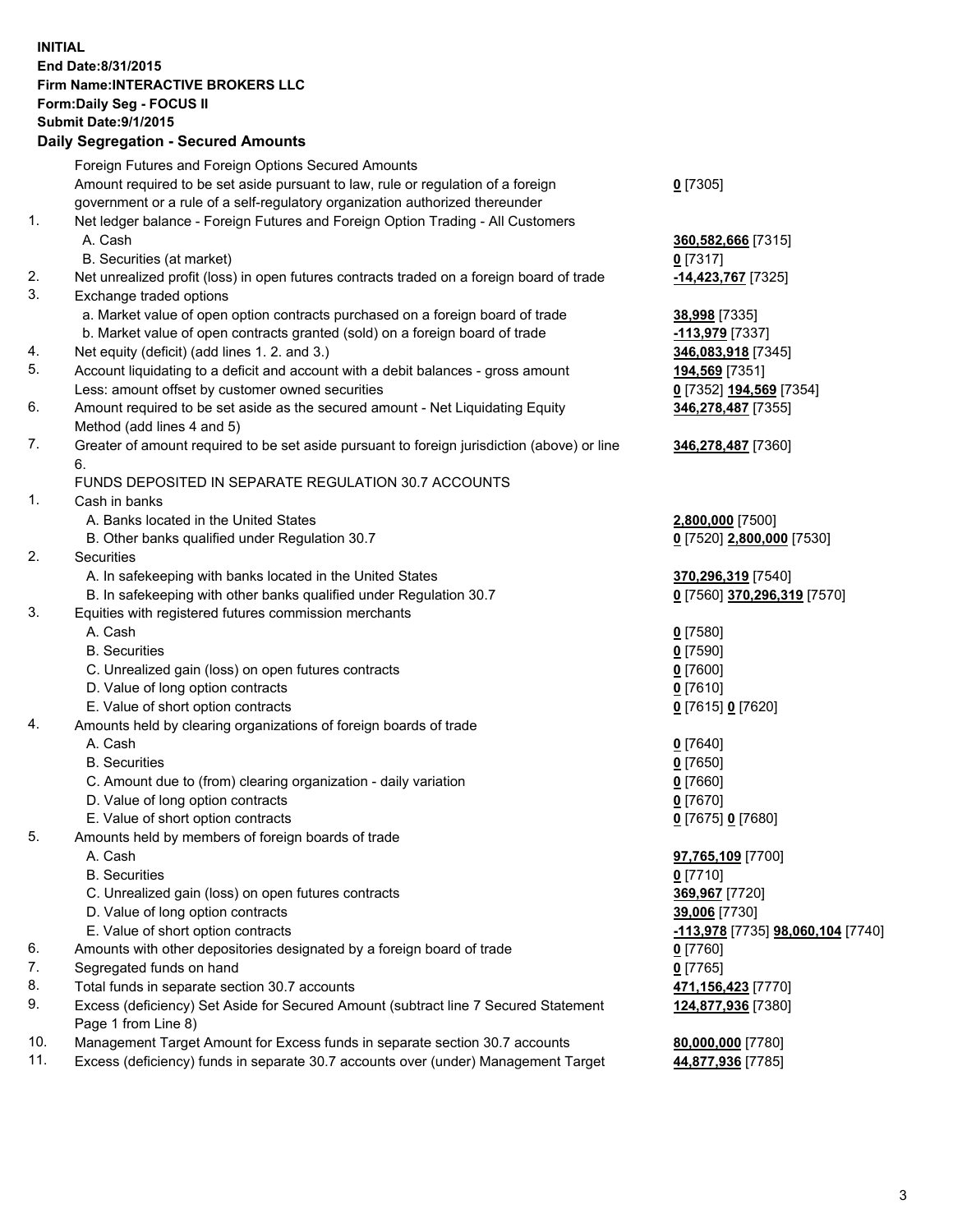**INITIAL**
**End Date:8/31/2015**
**Firm Name:INTERACTIVE BROKERS LLC**
**Form:Daily Seg - FOCUS II**
**Submit Date:9/1/2015**

## Daily Segregation - Secured Amounts

| | | |
|---|---|---|
| | Foreign Futures and Foreign Options Secured Amounts | |
| | Amount required to be set aside pursuant to law, rule or regulation of a foreign government or a rule of a self-regulatory organization authorized thereunder | **0** [7305] |
| 1. | Net ledger balance - Foreign Futures and Foreign Option Trading - All Customers | |
| | A. Cash | **360,582,666** [7315] |
| | B. Securities (at market) | **0** [7317] |
| 2. | Net unrealized profit (loss) in open futures contracts traded on a foreign board of trade | **-14,423,767** [7325] |
| 3. | Exchange traded options | |
| | a. Market value of open option contracts purchased on a foreign board of trade | **38,998** [7335] |
| | b. Market value of open contracts granted (sold) on a foreign board of trade | **-113,979** [7337] |
| 4. | Net equity (deficit) (add lines 1. 2. and 3.) | **346,083,918** [7345] |
| 5. | Account liquidating to a deficit and account with a debit balances - gross amount | **194,569** [7351] |
| | Less: amount offset by customer owned securities | **0** [7352] **194,569** [7354] |
| 6. | Amount required to be set aside as the secured amount - Net Liquidating Equity Method (add lines 4 and 5) | **346,278,487** [7355] |
| 7. | Greater of amount required to be set aside pursuant to foreign jurisdiction (above) or line 6. | **346,278,487** [7360] |
| | FUNDS DEPOSITED IN SEPARATE REGULATION 30.7 ACCOUNTS | |
| 1. | Cash in banks | |
| | A. Banks located in the United States | **2,800,000** [7500] |
| | B. Other banks qualified under Regulation 30.7 | **0** [7520] **2,800,000** [7530] |
| 2. | Securities | |
| | A. In safekeeping with banks located in the United States | **370,296,319** [7540] |
| | B. In safekeeping with other banks qualified under Regulation 30.7 | **0** [7560] **370,296,319** [7570] |
| 3. | Equities with registered futures commission merchants | |
| | A. Cash | **0** [7580] |
| | B. Securities | **0** [7590] |
| | C. Unrealized gain (loss) on open futures contracts | **0** [7600] |
| | D. Value of long option contracts | **0** [7610] |
| | E. Value of short option contracts | **0** [7615] **0** [7620] |
| 4. | Amounts held by clearing organizations of foreign boards of trade | |
| | A. Cash | **0** [7640] |
| | B. Securities | **0** [7650] |
| | C. Amount due to (from) clearing organization - daily variation | **0** [7660] |
| | D. Value of long option contracts | **0** [7670] |
| | E. Value of short option contracts | **0** [7675] **0** [7680] |
| 5. | Amounts held by members of foreign boards of trade | |
| | A. Cash | **97,765,109** [7700] |
| | B. Securities | **0** [7710] |
| | C. Unrealized gain (loss) on open futures contracts | **369,967** [7720] |
| | D. Value of long option contracts | **39,006** [7730] |
| | E. Value of short option contracts | **-113,978** [7735] **98,060,104** [7740] |
| 6. | Amounts with other depositories designated by a foreign board of trade | **0** [7760] |
| 7. | Segregated funds on hand | **0** [7765] |
| 8. | Total funds in separate section 30.7 accounts | **471,156,423** [7770] |
| 9. | Excess (deficiency) Set Aside for Secured Amount (subtract line 7 Secured Statement Page 1 from Line 8) | **124,877,936** [7380] |
| 10. | Management Target Amount for Excess funds in separate section 30.7 accounts | **80,000,000** [7780] |
| 11. | Excess (deficiency) funds in separate 30.7 accounts over (under) Management Target | **44,877,936** [7785] |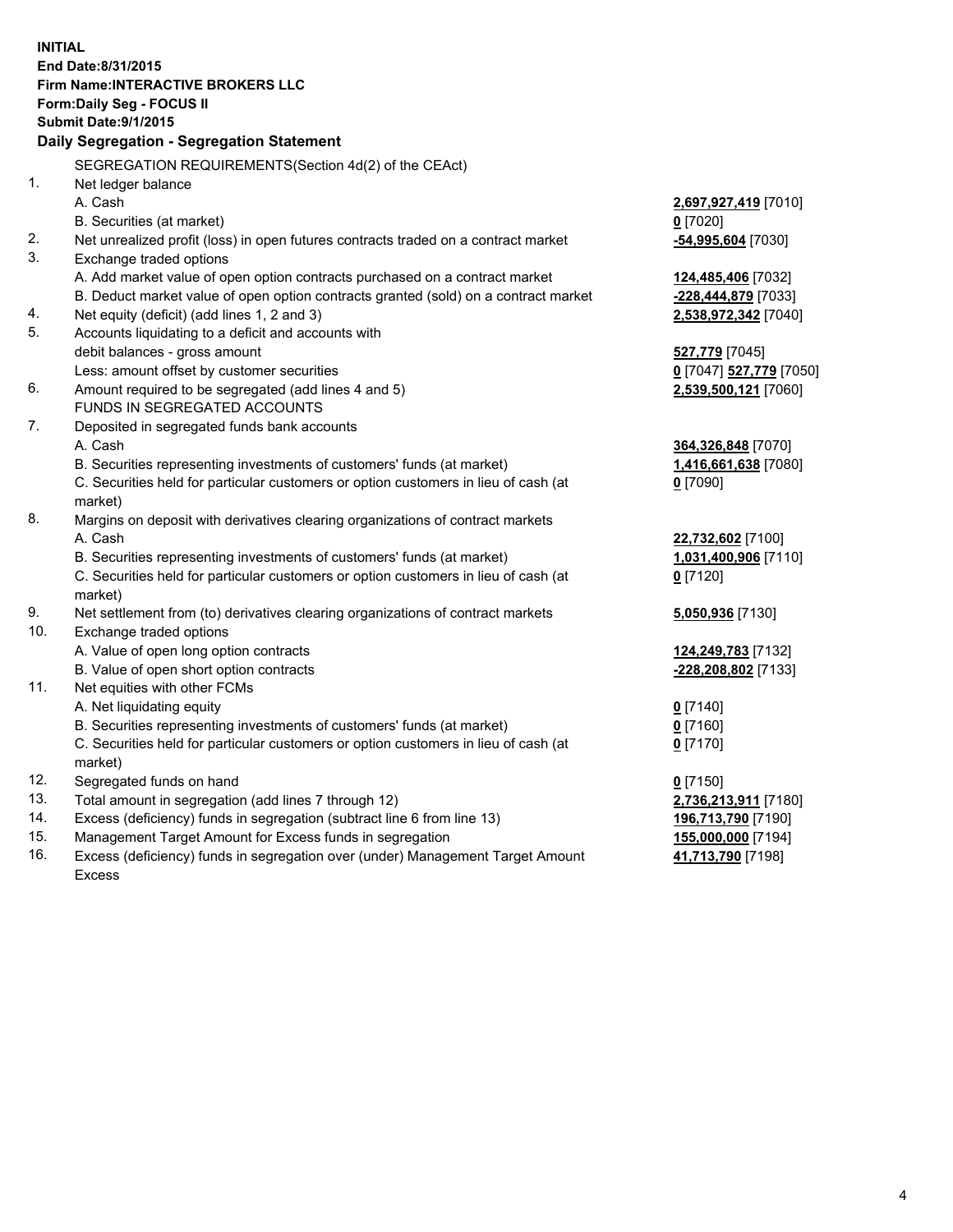**INITIAL**
**End Date:8/31/2015**
**Firm Name:INTERACTIVE BROKERS LLC**
**Form:Daily Seg - FOCUS II**
**Submit Date:9/1/2015**

## Daily Segregation - Segregation Statement

SEGREGATION REQUIREMENTS(Section 4d(2) of the CEAct)

| | | |
|---|---|---|
| 1. | Net ledger balance | |
| | A. Cash | **2,697,927,419** [7010] |
| | B. Securities (at market) | **0** [7020] |
| 2. | Net unrealized profit (loss) in open futures contracts traded on a contract market | **-54,995,604** [7030] |
| 3. | Exchange traded options | |
| | A. Add market value of open option contracts purchased on a contract market | **124,485,406** [7032] |
| | B. Deduct market value of open option contracts granted (sold) on a contract market | **-228,444,879** [7033] |
| 4. | Net equity (deficit) (add lines 1, 2 and 3) | **2,538,972,342** [7040] |
| 5. | Accounts liquidating to a deficit and accounts with | |
| | debit balances - gross amount | **527,779** [7045] |
| | Less: amount offset by customer securities | **0** [7047] **527,779** [7050] |
| 6. | Amount required to be segregated (add lines 4 and 5) | **2,539,500,121** [7060] |
| | FUNDS IN SEGREGATED ACCOUNTS | |
| 7. | Deposited in segregated funds bank accounts | |
| | A. Cash | **364,326,848** [7070] |
| | B. Securities representing investments of customers' funds (at market) | **1,416,661,638** [7080] |
| | C. Securities held for particular customers or option customers in lieu of cash (at market) | **0** [7090] |
| 8. | Margins on deposit with derivatives clearing organizations of contract markets | |
| | A. Cash | **22,732,602** [7100] |
| | B. Securities representing investments of customers' funds (at market) | **1,031,400,906** [7110] |
| | C. Securities held for particular customers or option customers in lieu of cash (at market) | **0** [7120] |
| 9. | Net settlement from (to) derivatives clearing organizations of contract markets | **5,050,936** [7130] |
| 10. | Exchange traded options | |
| | A. Value of open long option contracts | **124,249,783** [7132] |
| | B. Value of open short option contracts | **-228,208,802** [7133] |
| 11. | Net equities with other FCMs | |
| | A. Net liquidating equity | **0** [7140] |
| | B. Securities representing investments of customers' funds (at market) | **0** [7160] |
| | C. Securities held for particular customers or option customers in lieu of cash (at market) | **0** [7170] |
| 12. | Segregated funds on hand | **0** [7150] |
| 13. | Total amount in segregation (add lines 7 through 12) | **2,736,213,911** [7180] |
| 14. | Excess (deficiency) funds in segregation (subtract line 6 from line 13) | **196,713,790** [7190] |
| 15. | Management Target Amount for Excess funds in segregation | **155,000,000** [7194] |
| 16. | Excess (deficiency) funds in segregation over (under) Management Target Amount Excess | **41,713,790** [7198] |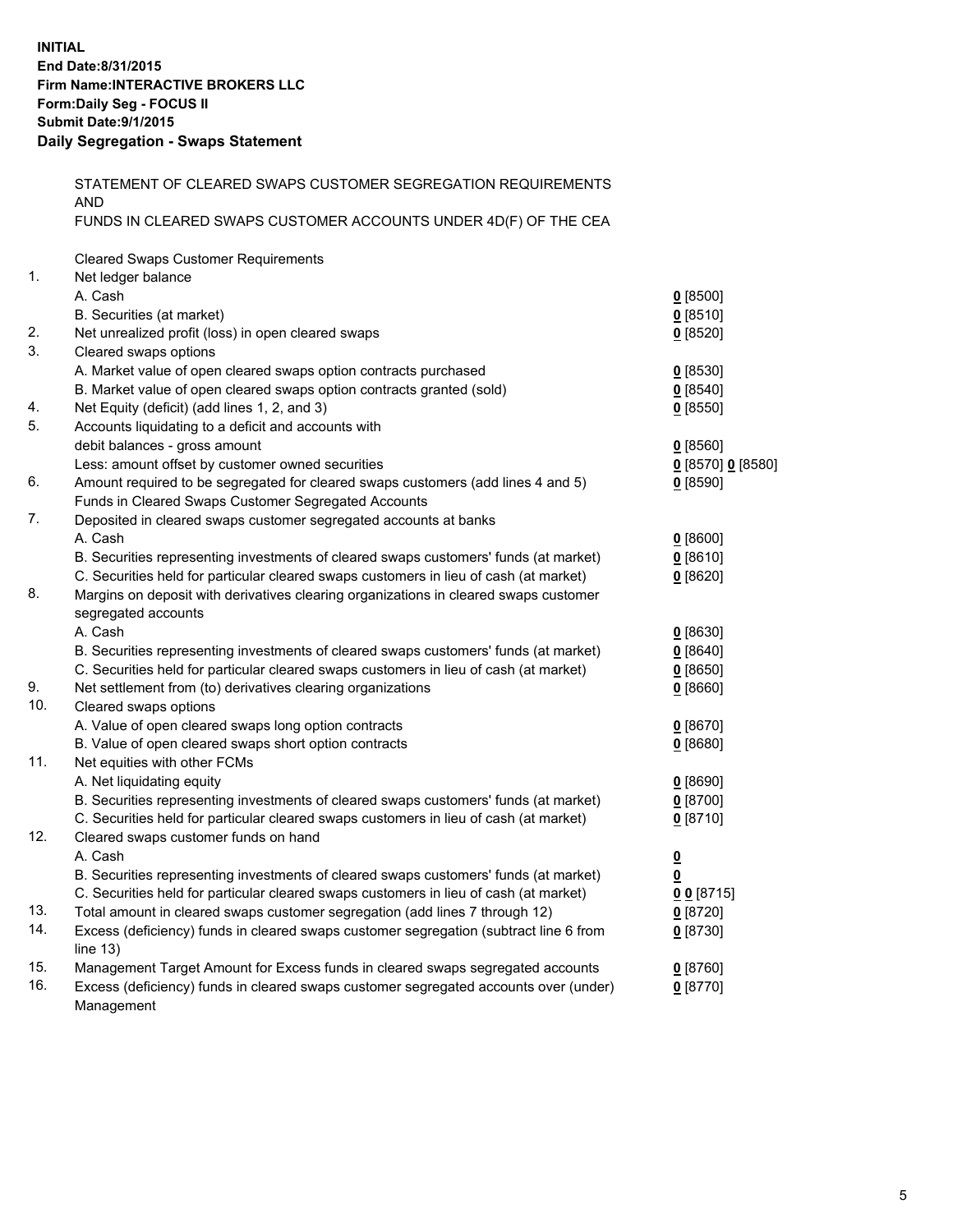**INITIAL**
**End Date:8/31/2015**
**Firm Name:INTERACTIVE BROKERS LLC**
**Form:Daily Seg - FOCUS II**
**Submit Date:9/1/2015**
**Daily Segregation - Swaps Statement**

STATEMENT OF CLEARED SWAPS CUSTOMER SEGREGATION REQUIREMENTS
AND
FUNDS IN CLEARED SWAPS CUSTOMER ACCOUNTS UNDER 4D(F) OF THE CEA

| | | |
|---|---|---|
| | Cleared Swaps Customer Requirements | |
| 1. | Net ledger balance | |
| | A. Cash | 0 [8500] |
| | B. Securities (at market) | 0 [8510] |
| 2. | Net unrealized profit (loss) in open cleared swaps | 0 [8520] |
| 3. | Cleared swaps options | |
| | A. Market value of open cleared swaps option contracts purchased | 0 [8530] |
| | B. Market value of open cleared swaps option contracts granted (sold) | 0 [8540] |
| 4. | Net Equity (deficit) (add lines 1, 2, and 3) | 0 [8550] |
| 5. | Accounts liquidating to a deficit and accounts with | |
| | debit balances - gross amount | 0 [8560] |
| | Less: amount offset by customer owned securities | 0 [8570] 0 [8580] |
| 6. | Amount required to be segregated for cleared swaps customers (add lines 4 and 5) | 0 [8590] |
| | Funds in Cleared Swaps Customer Segregated Accounts | |
| 7. | Deposited in cleared swaps customer segregated accounts at banks | |
| | A. Cash | 0 [8600] |
| | B. Securities representing investments of cleared swaps customers' funds (at market) | 0 [8610] |
| | C. Securities held for particular cleared swaps customers in lieu of cash (at market) | 0 [8620] |
| 8. | Margins on deposit with derivatives clearing organizations in cleared swaps customer segregated accounts | |
| | A. Cash | 0 [8630] |
| | B. Securities representing investments of cleared swaps customers' funds (at market) | 0 [8640] |
| | C. Securities held for particular cleared swaps customers in lieu of cash (at market) | 0 [8650] |
| 9. | Net settlement from (to) derivatives clearing organizations | 0 [8660] |
| 10. | Cleared swaps options | |
| | A. Value of open cleared swaps long option contracts | 0 [8670] |
| | B. Value of open cleared swaps short option contracts | 0 [8680] |
| 11. | Net equities with other FCMs | |
| | A. Net liquidating equity | 0 [8690] |
| | B. Securities representing investments of cleared swaps customers' funds (at market) | 0 [8700] |
| | C. Securities held for particular cleared swaps customers in lieu of cash (at market) | 0 [8710] |
| 12. | Cleared swaps customer funds on hand | |
| | A. Cash | 0 |
| | B. Securities representing investments of cleared swaps customers' funds (at market) | 0 |
| | C. Securities held for particular cleared swaps customers in lieu of cash (at market) | 0 0 [8715] |
| 13. | Total amount in cleared swaps customer segregation (add lines 7 through 12) | 0 [8720] |
| 14. | Excess (deficiency) funds in cleared swaps customer segregation (subtract line 6 from line 13) | 0 [8730] |
| 15. | Management Target Amount for Excess funds in cleared swaps segregated accounts | 0 [8760] |
| 16. | Excess (deficiency) funds in cleared swaps customer segregated accounts over (under) Management | 0 [8770] |